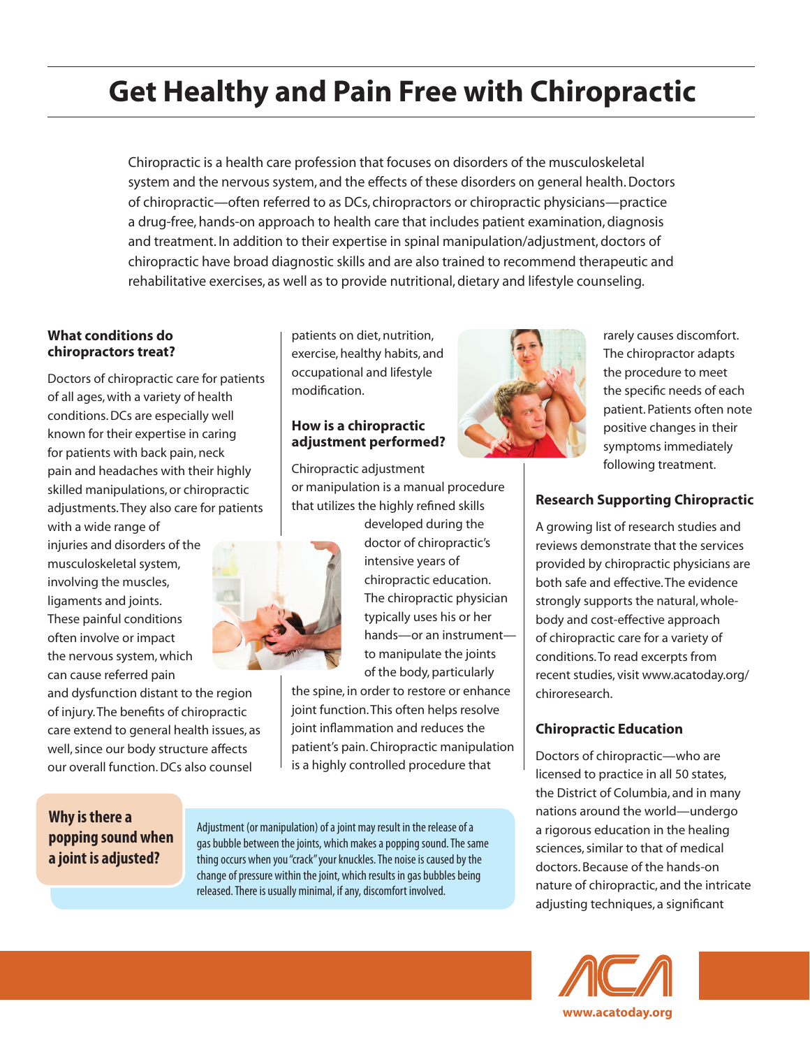# Get Healthy and Pain Free with Chiropractic

Chiropractic is a health care profession that focuses on disorders of the musculoskeletal system and the nervous system, and the effects of these disorders on general health. Doctors of chiropractic—often referred to as DCs, chiropractors or chiropractic physicians—practice a drug-free, hands-on approach to health care that includes patient examination, diagnosis and treatment. In addition to their expertise in spinal manipulation/adjustment, doctors of chiropractic have broad diagnostic skills and are also trained to recommend therapeutic and rehabilitative exercises, as well as to provide nutritional, dietary and lifestyle counseling.

### What conditions do chiropractors treat?

Doctors of chiropractic care for patients of all ages, with a variety of health conditions. DCs are especially well known for their expertise in caring for patients with back pain, neck pain and headaches with their highly skilled manipulations, or chiropractic adjustments. They also care for patients with a wide range of injuries and disorders of the musculoskeletal system, involving the muscles, ligaments and joints. These painful conditions often involve or impact the nervous system, which can cause referred pain and dysfunction distant to the region of injury. The benefits of chiropractic care extend to general health issues, as well, since our body structure affects our overall function. DCs also counsel patients on diet, nutrition, exercise, healthy habits, and occupational and lifestyle modification.

### How is a chiropractic adjustment performed?

Chiropractic adjustment or manipulation is a manual procedure that utilizes the highly refined skills developed during the doctor of chiropractic's intensive years of chiropractic education. The chiropractic physician typically uses his or her hands—or an instrument—to manipulate the joints of the body, particularly the spine, in order to restore or enhance joint function. This often helps resolve joint inflammation and reduces the patient's pain. Chiropractic manipulation is a highly controlled procedure that rarely causes discomfort. The chiropractor adapts the procedure to meet the specific needs of each patient. Patients often note positive changes in their symptoms immediately following treatment.

### Why is there a popping sound when a joint is adjusted?

Adjustment (or manipulation) of a joint may result in the release of a gas bubble between the joints, which makes a popping sound. The same thing occurs when you "crack" your knuckles. The noise is caused by the change of pressure within the joint, which results in gas bubbles being released. There is usually minimal, if any, discomfort involved.

### Research Supporting Chiropractic

A growing list of research studies and reviews demonstrate that the services provided by chiropractic physicians are both safe and effective. The evidence strongly supports the natural, whole-body and cost-effective approach of chiropractic care for a variety of conditions. To read excerpts from recent studies, visit www.acatoday.org/chiroresearch.

### Chiropractic Education

Doctors of chiropractic—who are licensed to practice in all 50 states, the District of Columbia, and in many nations around the world—undergo a rigorous education in the healing sciences, similar to that of medical doctors. Because of the hands-on nature of chiropractic, and the intricate adjusting techniques, a significant

ACA
www.acatoday.org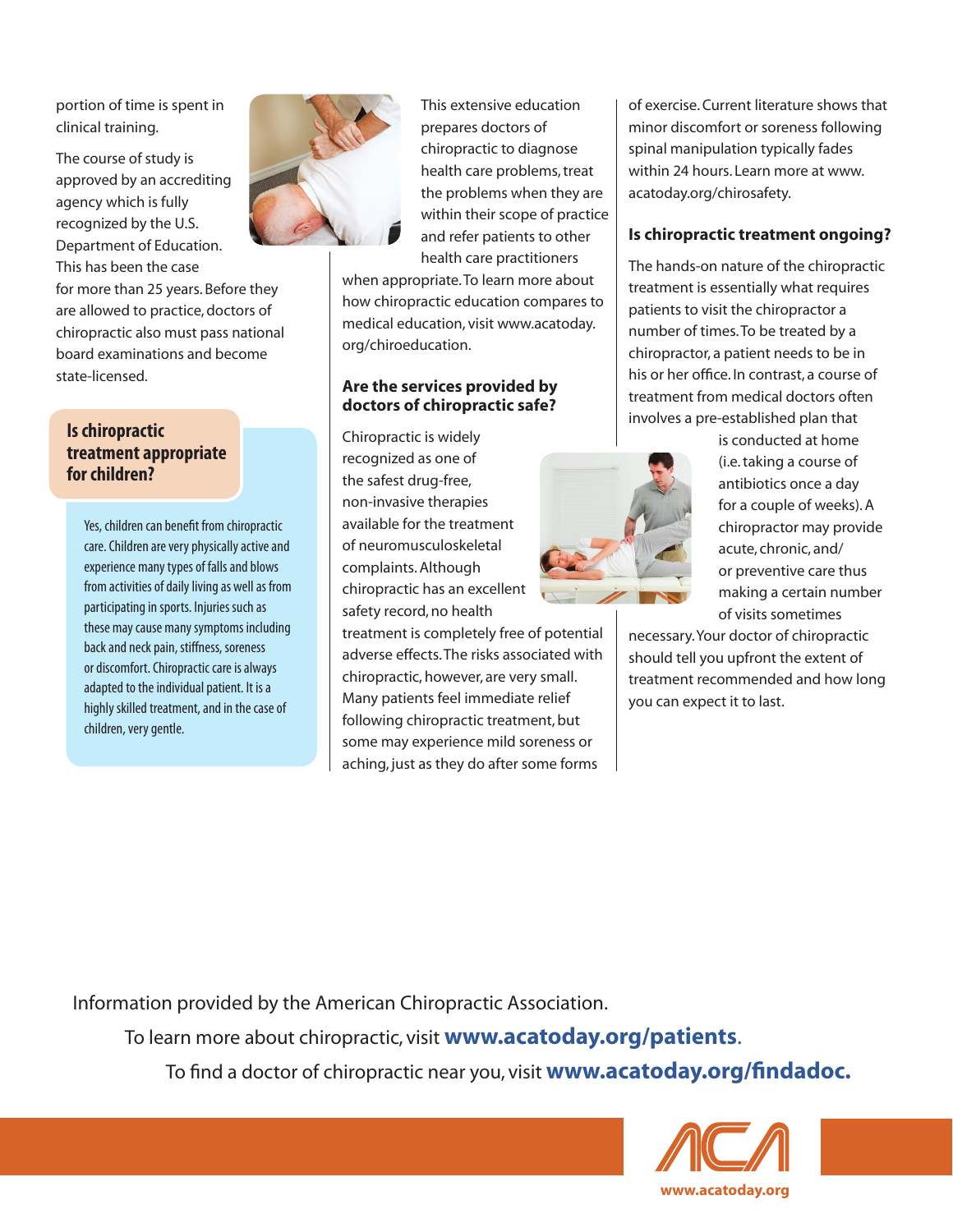portion of time is spent in clinical training.

The course of study is approved by an accrediting agency which is fully recognized by the U.S. Department of Education. This has been the case for more than 25 years. Before they are allowed to practice, doctors of chiropractic also must pass national board examinations and become state-licensed.

## Is chiropractic treatment appropriate for children?

Yes, children can benefit from chiropractic care. Children are very physically active and experience many types of falls and blows from activities of daily living as well as from participating in sports. Injuries such as these may cause many symptoms including back and neck pain, stiffness, soreness or discomfort. Chiropractic care is always adapted to the individual patient. It is a highly skilled treatment, and in the case of children, very gentle.

This extensive education prepares doctors of chiropractic to diagnose health care problems, treat the problems when they are within their scope of practice and refer patients to other health care practitioners when appropriate. To learn more about how chiropractic education compares to medical education, visit www.acatoday.org/chiroeducation.

## Are the services provided by doctors of chiropractic safe?

Chiropractic is widely recognized as one of the safest drug-free, non-invasive therapies available for the treatment of neuromusculoskeletal complaints. Although chiropractic has an excellent safety record, no health treatment is completely free of potential adverse effects. The risks associated with chiropractic, however, are very small. Many patients feel immediate relief following chiropractic treatment, but some may experience mild soreness or aching, just as they do after some forms of exercise. Current literature shows that minor discomfort or soreness following spinal manipulation typically fades within 24 hours. Learn more at www.acatoday.org/chirosafety.

## Is chiropractic treatment ongoing?

The hands-on nature of the chiropractic treatment is essentially what requires patients to visit the chiropractor a number of times. To be treated by a chiropractor, a patient needs to be in his or her office. In contrast, a course of treatment from medical doctors often involves a pre-established plan that is conducted at home (i.e. taking a course of antibiotics once a day for a couple of weeks). A chiropractor may provide acute, chronic, and/or preventive care thus making a certain number of visits sometimes necessary. Your doctor of chiropractic should tell you upfront the extent of treatment recommended and how long you can expect it to last.

Information provided by the American Chiropractic Association.

To learn more about chiropractic, visit **www.acatoday.org/patients**.

To find a doctor of chiropractic near you, visit **www.acatoday.org/findadoc.**

ACA

www.acatoday.org